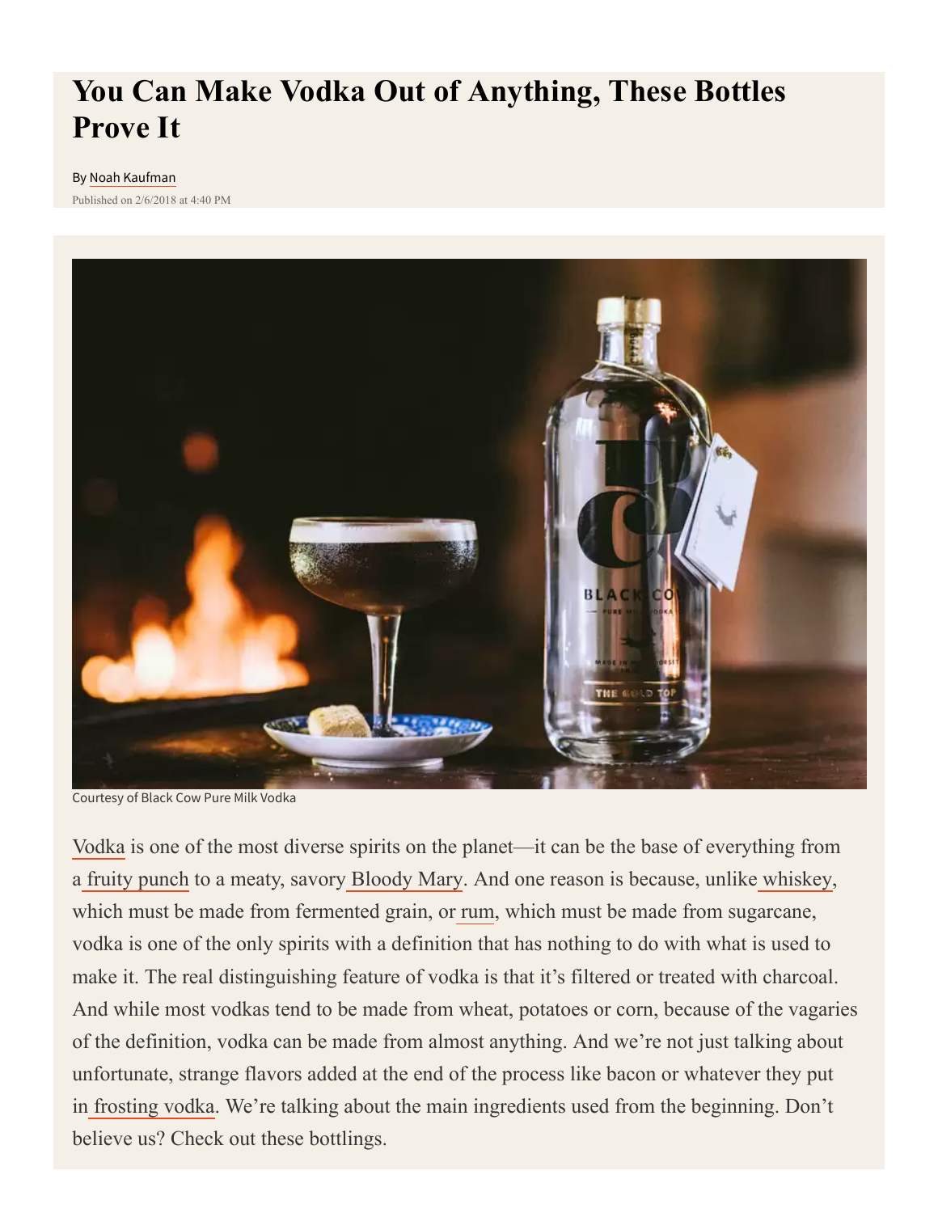# You Can Make Vodka Out of Anything, These Bottles Prove It

By Noah Kaufman

Published on 2/6/2018 at 4:40 PM

Courtesy of Black Cow Pure Milk Vodka

Vodka is one of the most diverse spirits on the planet—it can be the base of everything from a fruity punch to a meaty, savory Bloody Mary. And one reason is because, unlike whiskey, which must be made from fermented grain, or rum, which must be made from sugarcane, vodka is one of the only spirits with a definition that has nothing to do with what is used to make it. The real distinguishing feature of vodka is that it's filtered or treated with charcoal. And while most vodkas tend to be made from wheat, potatoes or corn, because of the vagaries of the definition, vodka can be made from almost anything. And we're not just talking about unfortunate, strange flavors added at the end of the process like bacon or whatever they put in frosting vodka. We're talking about the main ingredients used from the beginning. Don't believe us? Check out these bottlings.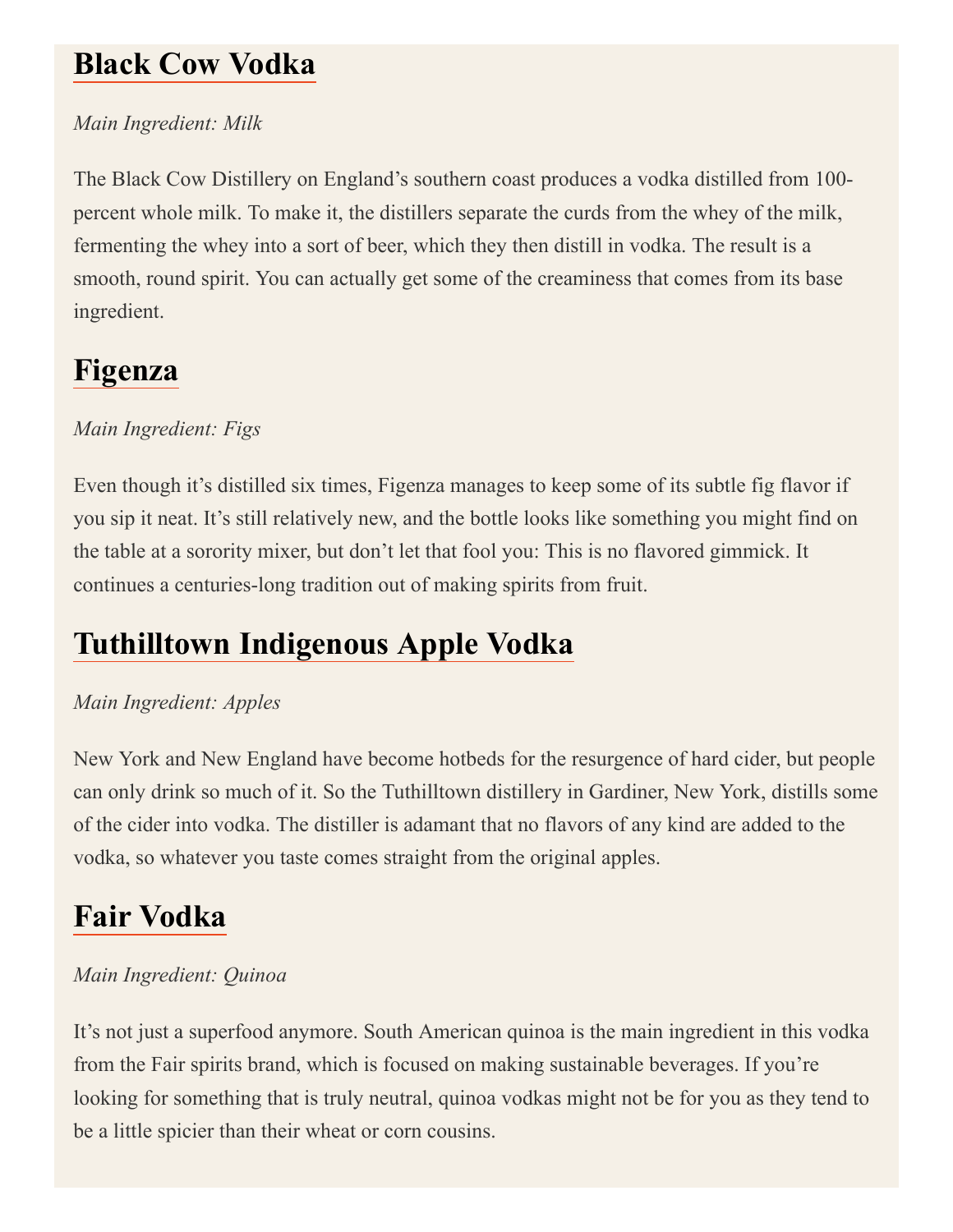## Black Cow Vodka

*Main Ingredient: Milk*

The Black Cow Distillery on England's southern coast produces a vodka distilled from 100-percent whole milk. To make it, the distillers separate the curds from the whey of the milk, fermenting the whey into a sort of beer, which they then distill in vodka. The result is a smooth, round spirit. You can actually get some of the creaminess that comes from its base ingredient.

## Figenza

*Main Ingredient: Figs*

Even though it's distilled six times, Figenza manages to keep some of its subtle fig flavor if you sip it neat. It's still relatively new, and the bottle looks like something you might find on the table at a sorority mixer, but don't let that fool you: This is no flavored gimmick. It continues a centuries-long tradition out of making spirits from fruit.

## Tuthilltown Indigenous Apple Vodka

*Main Ingredient: Apples*

New York and New England have become hotbeds for the resurgence of hard cider, but people can only drink so much of it. So the Tuthilltown distillery in Gardiner, New York, distills some of the cider into vodka. The distiller is adamant that no flavors of any kind are added to the vodka, so whatever you taste comes straight from the original apples.

## Fair Vodka

*Main Ingredient: Quinoa*

It's not just a superfood anymore. South American quinoa is the main ingredient in this vodka from the Fair spirits brand, which is focused on making sustainable beverages. If you're looking for something that is truly neutral, quinoa vodkas might not be for you as they tend to be a little spicier than their wheat or corn cousins.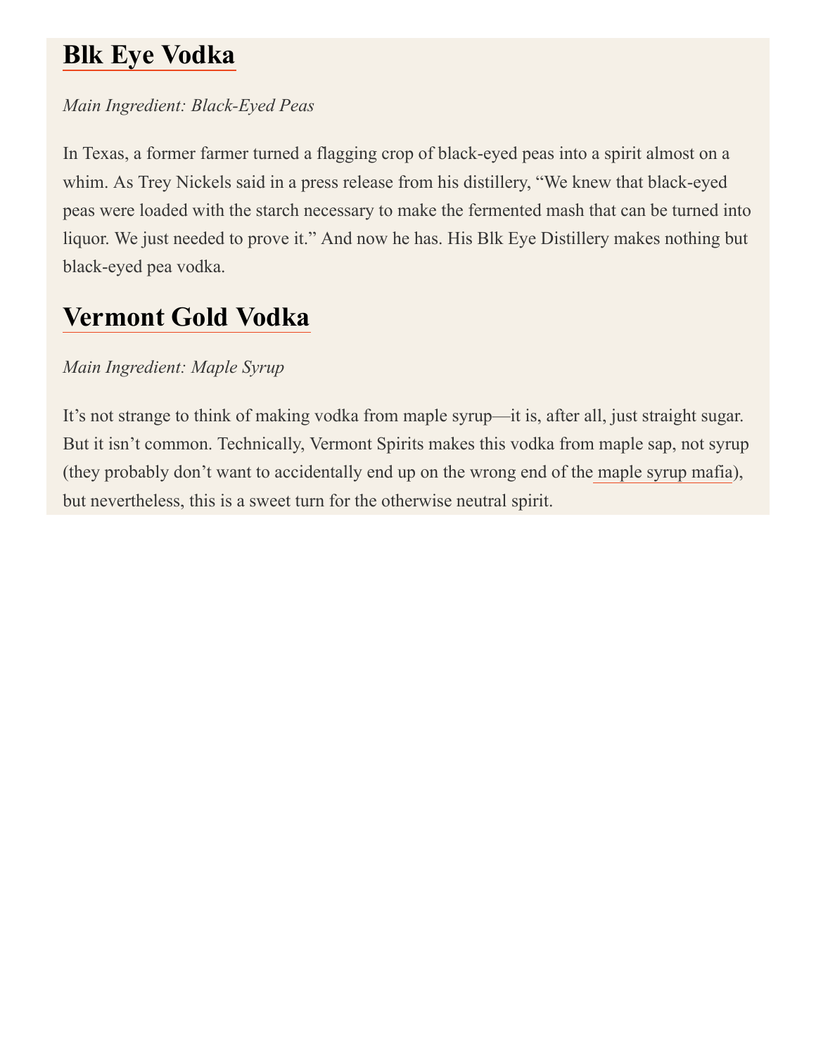## Blk Eye Vodka

*Main Ingredient: Black-Eyed Peas*

In Texas, a former farmer turned a flagging crop of black-eyed peas into a spirit almost on a whim. As Trey Nickels said in a press release from his distillery, "We knew that black-eyed peas were loaded with the starch necessary to make the fermented mash that can be turned into liquor. We just needed to prove it." And now he has. His Blk Eye Distillery makes nothing but black-eyed pea vodka.

## Vermont Gold Vodka

*Main Ingredient: Maple Syrup*

It's not strange to think of making vodka from maple syrup—it is, after all, just straight sugar. But it isn't common. Technically, Vermont Spirits makes this vodka from maple sap, not syrup (they probably don't want to accidentally end up on the wrong end of the maple syrup mafia), but nevertheless, this is a sweet turn for the otherwise neutral spirit.